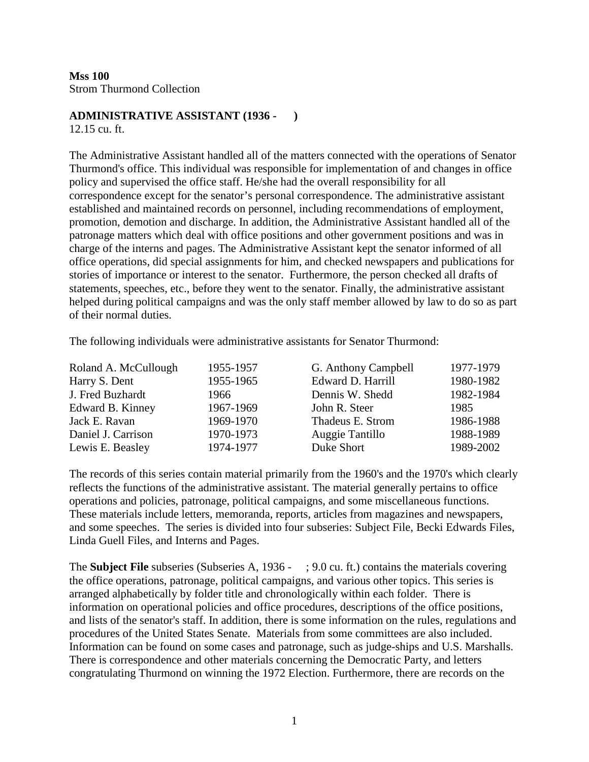**Mss 100**
Strom Thurmond Collection

**ADMINISTRATIVE ASSISTANT (1936 - )**
12.15 cu. ft.

The Administrative Assistant handled all of the matters connected with the operations of Senator Thurmond's office. This individual was responsible for implementation of and changes in office policy and supervised the office staff. He/she had the overall responsibility for all correspondence except for the senator's personal correspondence. The administrative assistant established and maintained records on personnel, including recommendations of employment, promotion, demotion and discharge. In addition, the Administrative Assistant handled all of the patronage matters which deal with office positions and other government positions and was in charge of the interns and pages. The Administrative Assistant kept the senator informed of all office operations, did special assignments for him, and checked newspapers and publications for stories of importance or interest to the senator. Furthermore, the person checked all drafts of statements, speeches, etc., before they went to the senator. Finally, the administrative assistant helped during political campaigns and was the only staff member allowed by law to do so as part of their normal duties.

The following individuals were administrative assistants for Senator Thurmond:

| | | | |
|---|---|---|---|
| Roland A. McCullough | 1955-1957 | G. Anthony Campbell | 1977-1979 |
| Harry S. Dent | 1955-1965 | Edward D. Harrill | 1980-1982 |
| J. Fred Buzhardt | 1966 | Dennis W. Shedd | 1982-1984 |
| Edward B. Kinney | 1967-1969 | John R. Steer | 1985 |
| Jack E. Ravan | 1969-1970 | Thadeus E. Strom | 1986-1988 |
| Daniel J. Carrison | 1970-1973 | Auggie Tantillo | 1988-1989 |
| Lewis E. Beasley | 1974-1977 | Duke Short | 1989-2002 |

The records of this series contain material primarily from the 1960's and the 1970's which clearly reflects the functions of the administrative assistant. The material generally pertains to office operations and policies, patronage, political campaigns, and some miscellaneous functions. These materials include letters, memoranda, reports, articles from magazines and newspapers, and some speeches. The series is divided into four subseries: Subject File, Becki Edwards Files, Linda Guell Files, and Interns and Pages.

The **Subject File** subseries (Subseries A, 1936 - ; 9.0 cu. ft.) contains the materials covering the office operations, patronage, political campaigns, and various other topics. This series is arranged alphabetically by folder title and chronologically within each folder. There is information on operational policies and office procedures, descriptions of the office positions, and lists of the senator's staff. In addition, there is some information on the rules, regulations and procedures of the United States Senate. Materials from some committees are also included. Information can be found on some cases and patronage, such as judge-ships and U.S. Marshalls. There is correspondence and other materials concerning the Democratic Party, and letters congratulating Thurmond on winning the 1972 Election. Furthermore, there are records on the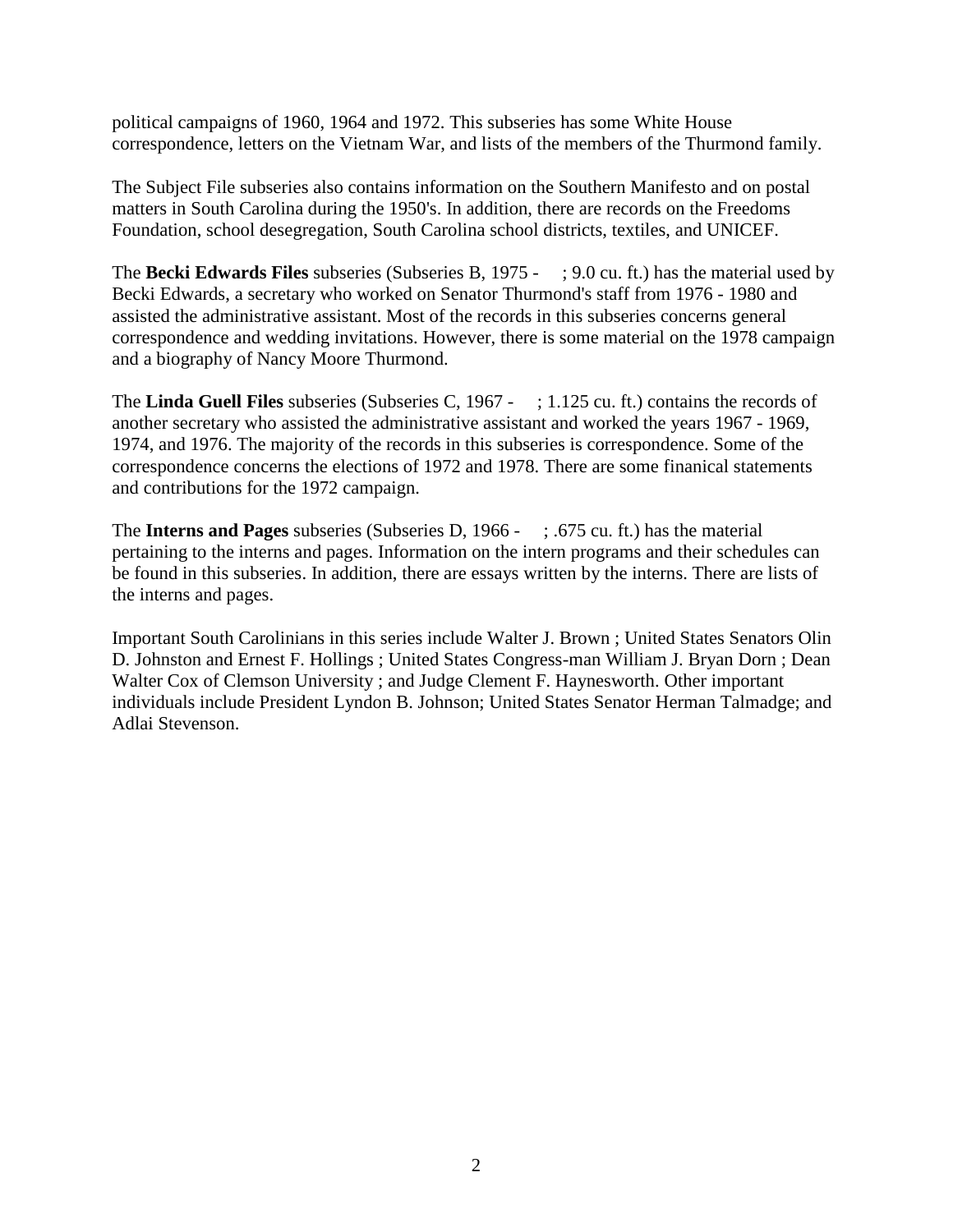political campaigns of 1960, 1964 and 1972. This subseries has some White House correspondence, letters on the Vietnam War, and lists of the members of the Thurmond family.

The Subject File subseries also contains information on the Southern Manifesto and on postal matters in South Carolina during the 1950's. In addition, there are records on the Freedoms Foundation, school desegregation, South Carolina school districts, textiles, and UNICEF.

The **Becki Edwards Files** subseries (Subseries B, 1975 - ; 9.0 cu. ft.) has the material used by Becki Edwards, a secretary who worked on Senator Thurmond's staff from 1976 - 1980 and assisted the administrative assistant. Most of the records in this subseries concerns general correspondence and wedding invitations. However, there is some material on the 1978 campaign and a biography of Nancy Moore Thurmond.

The **Linda Guell Files** subseries (Subseries C, 1967 - ; 1.125 cu. ft.) contains the records of another secretary who assisted the administrative assistant and worked the years 1967 - 1969, 1974, and 1976. The majority of the records in this subseries is correspondence. Some of the correspondence concerns the elections of 1972 and 1978. There are some finanical statements and contributions for the 1972 campaign.

The **Interns and Pages** subseries (Subseries D, 1966 - ; .675 cu. ft.) has the material pertaining to the interns and pages. Information on the intern programs and their schedules can be found in this subseries. In addition, there are essays written by the interns. There are lists of the interns and pages.

Important South Carolinians in this series include Walter J. Brown ; United States Senators Olin D. Johnston and Ernest F. Hollings ; United States Congress-man William J. Bryan Dorn ; Dean Walter Cox of Clemson University ; and Judge Clement F. Haynesworth. Other important individuals include President Lyndon B. Johnson; United States Senator Herman Talmadge; and Adlai Stevenson.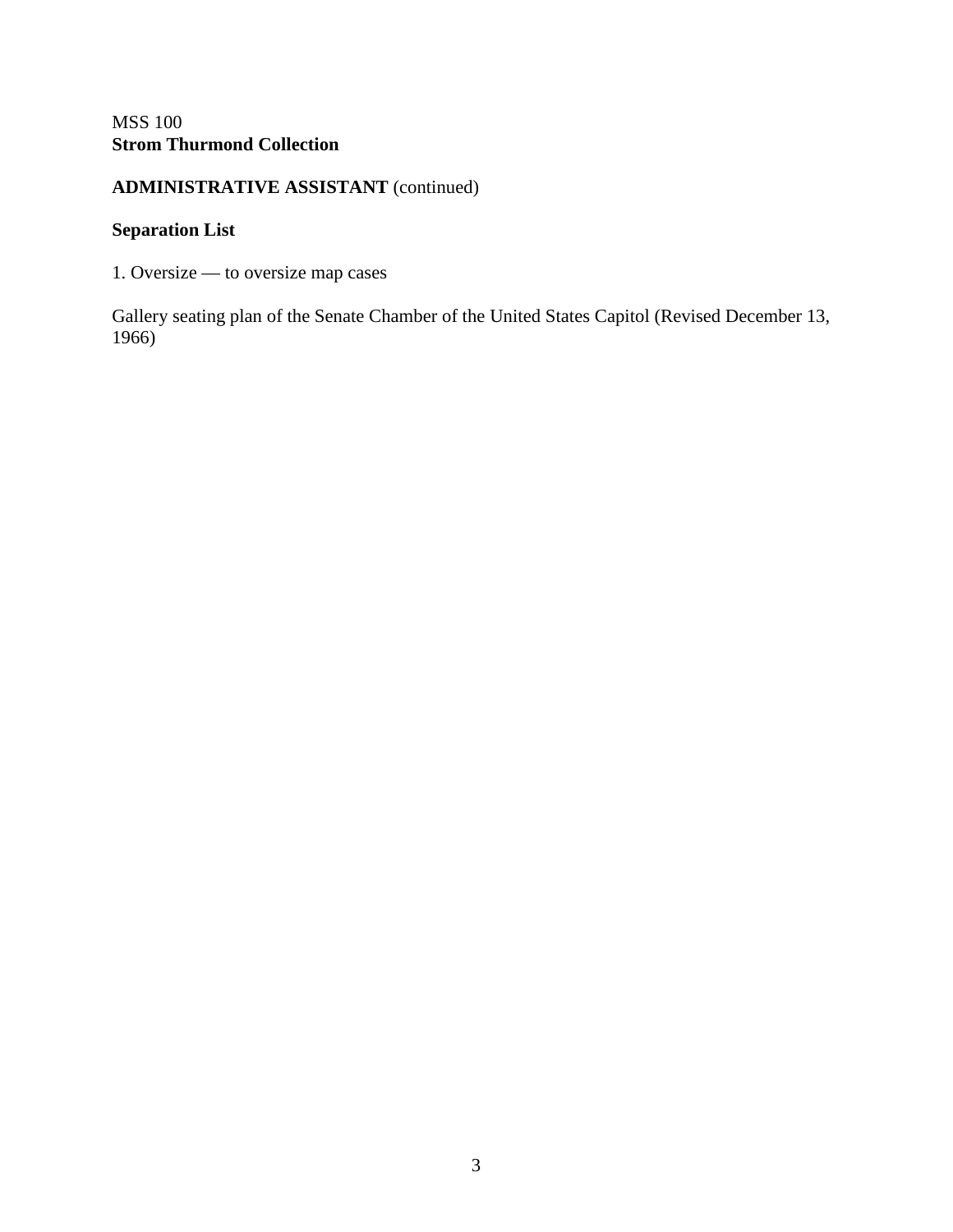MSS 100
**Strom Thurmond Collection**

**ADMINISTRATIVE ASSISTANT** (continued)

**Separation List**

1. Oversize — to oversize map cases

Gallery seating plan of the Senate Chamber of the United States Capitol (Revised December 13, 1966)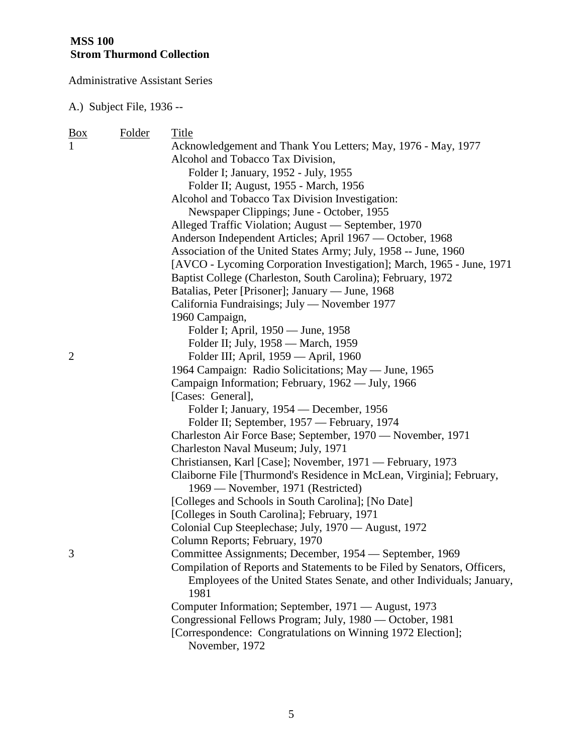**MSS 100**
**Strom Thurmond Collection**

Administrative Assistant Series

A.) Subject File, 1936 --

| Box | Folder | Title |
|---|---|---|
| 1 | | Acknowledgement and Thank You Letters; May, 1976 - May, 1977 |
| | | Alcohol and Tobacco Tax Division, |
| | | Folder I; January, 1952 - July, 1955 |
| | | Folder II; August, 1955 - March, 1956 |
| | | Alcohol and Tobacco Tax Division Investigation: Newspaper Clippings; June - October, 1955 |
| | | Alleged Traffic Violation; August — September, 1970 |
| | | Anderson Independent Articles; April 1967 — October, 1968 |
| | | Association of the United States Army; July, 1958 -- June, 1960 |
| | | [AVCO - Lycoming Corporation Investigation]; March, 1965 - June, 1971 |
| | | Baptist College (Charleston, South Carolina); February, 1972 |
| | | Batalias, Peter [Prisoner]; January — June, 1968 |
| | | California Fundraisings; July — November 1977 |
| | | 1960 Campaign, |
| | | Folder I; April, 1950 — June, 1958 |
| | | Folder II; July, 1958 — March, 1959 |
| 2 | | Folder III; April, 1959 — April, 1960 |
| | | 1964 Campaign: Radio Solicitations; May — June, 1965 |
| | | Campaign Information; February, 1962 — July, 1966 |
| | | [Cases: General], |
| | | Folder I; January, 1954 — December, 1956 |
| | | Folder II; September, 1957 — February, 1974 |
| | | Charleston Air Force Base; September, 1970 — November, 1971 |
| | | Charleston Naval Museum; July, 1971 |
| | | Christiansen, Karl [Case]; November, 1971 — February, 1973 |
| | | Claiborne File [Thurmond's Residence in McLean, Virginia]; February, 1969 — November, 1971 (Restricted) |
| | | [Colleges and Schools in South Carolina]; [No Date] |
| | | [Colleges in South Carolina]; February, 1971 |
| | | Colonial Cup Steeplechase; July, 1970 — August, 1972 |
| | | Column Reports; February, 1970 |
| 3 | | Committee Assignments; December, 1954 — September, 1969 |
| | | Compilation of Reports and Statements to be Filed by Senators, Officers, Employees of the United States Senate, and other Individuals; January, 1981 |
| | | Computer Information; September, 1971 — August, 1973 |
| | | Congressional Fellows Program; July, 1980 — October, 1981 |
| | | [Correspondence: Congratulations on Winning 1972 Election]; November, 1972 |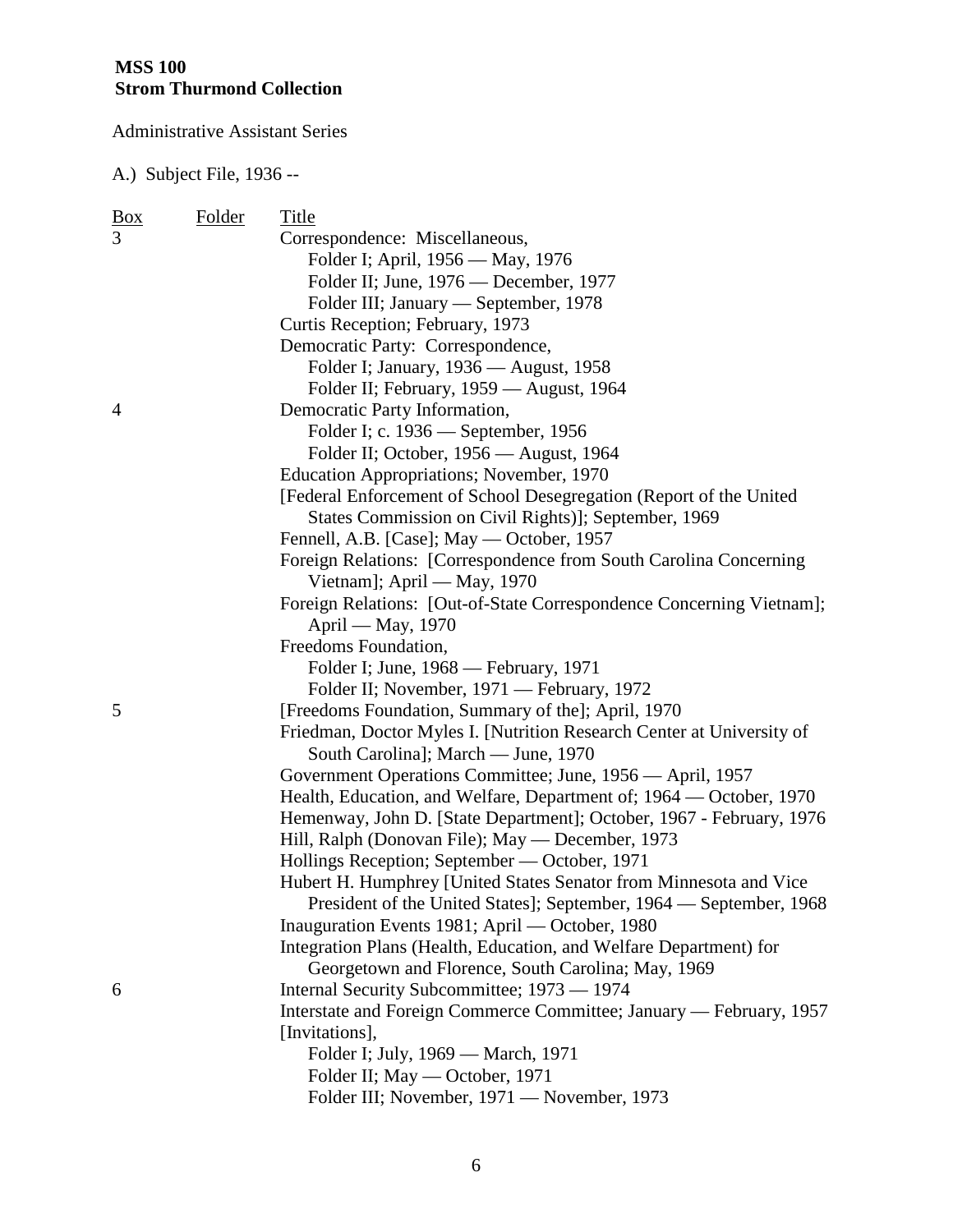**MSS 100**
**Strom Thurmond Collection**

Administrative Assistant Series

A.) Subject File, 1936 --

| Box | Folder | Title |
|---|---|---|
| 3 | | Correspondence: Miscellaneous, |
| | | Folder I; April, 1956 — May, 1976 |
| | | Folder II; June, 1976 — December, 1977 |
| | | Folder III; January — September, 1978 |
| | | Curtis Reception; February, 1973 |
| | | Democratic Party: Correspondence, |
| | | Folder I; January, 1936 — August, 1958 |
| | | Folder II; February, 1959 — August, 1964 |
| 4 | | Democratic Party Information, |
| | | Folder I; c. 1936 — September, 1956 |
| | | Folder II; October, 1956 — August, 1964 |
| | | Education Appropriations; November, 1970 |
| | | [Federal Enforcement of School Desegregation (Report of the United States Commission on Civil Rights)]; September, 1969 |
| | | Fennell, A.B. [Case]; May — October, 1957 |
| | | Foreign Relations: [Correspondence from South Carolina Concerning Vietnam]; April — May, 1970 |
| | | Foreign Relations: [Out-of-State Correspondence Concerning Vietnam]; April — May, 1970 |
| | | Freedoms Foundation, |
| | | Folder I; June, 1968 — February, 1971 |
| | | Folder II; November, 1971 — February, 1972 |
| 5 | | [Freedoms Foundation, Summary of the]; April, 1970 |
| | | Friedman, Doctor Myles I. [Nutrition Research Center at University of South Carolina]; March — June, 1970 |
| | | Government Operations Committee; June, 1956 — April, 1957 |
| | | Health, Education, and Welfare, Department of; 1964 — October, 1970 |
| | | Hemenway, John D. [State Department]; October, 1967 - February, 1976 |
| | | Hill, Ralph (Donovan File); May — December, 1973 |
| | | Hollings Reception; September — October, 1971 |
| | | Hubert H. Humphrey [United States Senator from Minnesota and Vice President of the United States]; September, 1964 — September, 1968 |
| | | Inauguration Events 1981; April — October, 1980 |
| | | Integration Plans (Health, Education, and Welfare Department) for Georgetown and Florence, South Carolina; May, 1969 |
| 6 | | Internal Security Subcommittee; 1973 — 1974 |
| | | Interstate and Foreign Commerce Committee; January — February, 1957 |
| | | [Invitations], |
| | | Folder I; July, 1969 — March, 1971 |
| | | Folder II; May — October, 1971 |
| | | Folder III; November, 1971 — November, 1973 |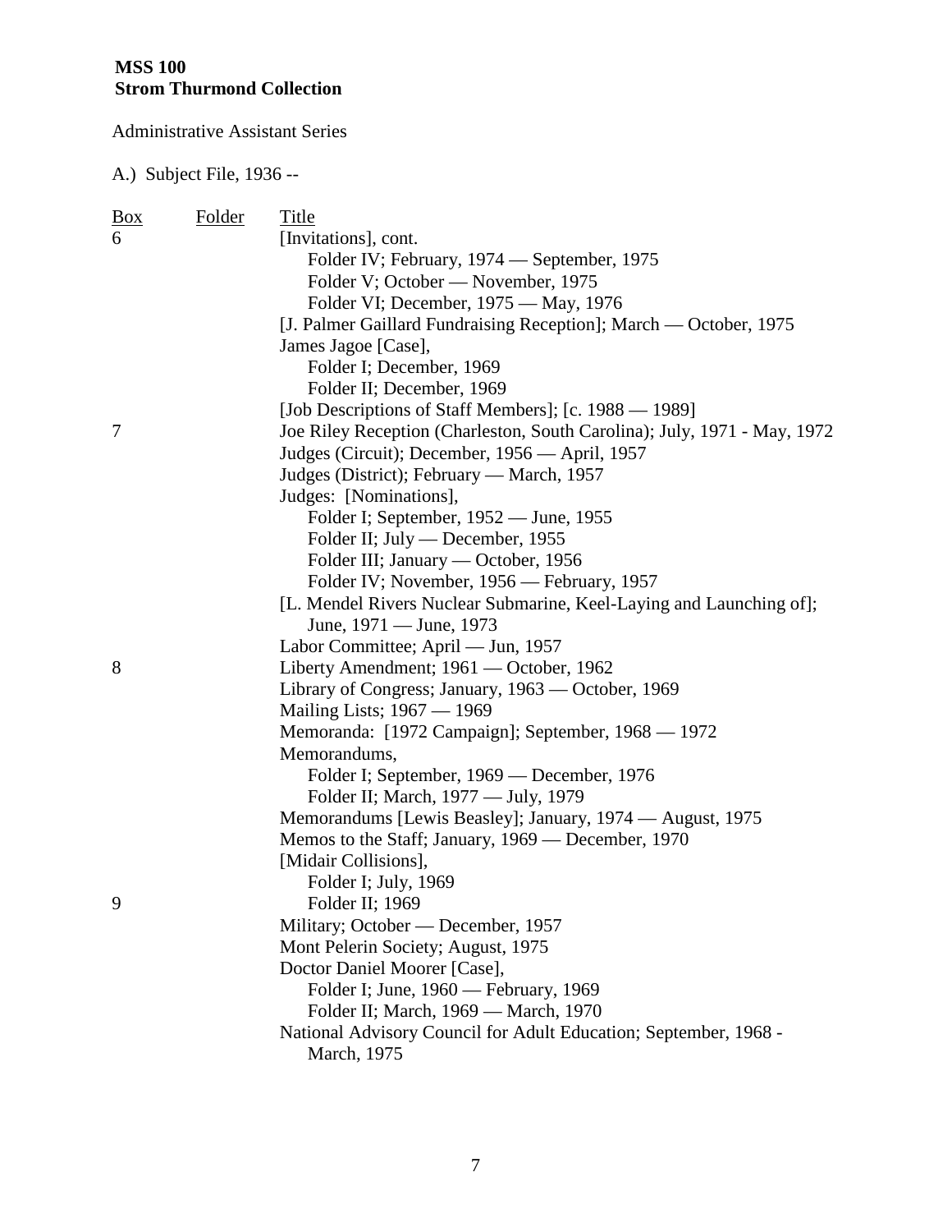**MSS 100**
**Strom Thurmond Collection**

Administrative Assistant Series

A.) Subject File, 1936 --

| Box | Folder | Title |
|---|---|---|
| 6 | | [Invitations], cont. |
| | | Folder IV; February, 1974 — September, 1975 |
| | | Folder V; October — November, 1975 |
| | | Folder VI; December, 1975 — May, 1976 |
| | | [J. Palmer Gaillard Fundraising Reception]; March — October, 1975 |
| | | James Jagoe [Case], |
| | | Folder I; December, 1969 |
| | | Folder II; December, 1969 |
| | | [Job Descriptions of Staff Members]; [c. 1988 — 1989] |
| 7 | | Joe Riley Reception (Charleston, South Carolina); July, 1971 - May, 1972 |
| | | Judges (Circuit); December, 1956 — April, 1957 |
| | | Judges (District); February — March, 1957 |
| | | Judges: [Nominations], |
| | | Folder I; September, 1952 — June, 1955 |
| | | Folder II; July — December, 1955 |
| | | Folder III; January — October, 1956 |
| | | Folder IV; November, 1956 — February, 1957 |
| | | [L. Mendel Rivers Nuclear Submarine, Keel-Laying and Launching of]; June, 1971 — June, 1973 |
| | | Labor Committee; April — Jun, 1957 |
| 8 | | Liberty Amendment; 1961 — October, 1962 |
| | | Library of Congress; January, 1963 — October, 1969 |
| | | Mailing Lists; 1967 — 1969 |
| | | Memoranda: [1972 Campaign]; September, 1968 — 1972 |
| | | Memorandums, |
| | | Folder I; September, 1969 — December, 1976 |
| | | Folder II; March, 1977 — July, 1979 |
| | | Memorandums [Lewis Beasley]; January, 1974 — August, 1975 |
| | | Memos to the Staff; January, 1969 — December, 1970 |
| | | [Midair Collisions], |
| | | Folder I; July, 1969 |
| 9 | | Folder II; 1969 |
| | | Military; October — December, 1957 |
| | | Mont Pelerin Society; August, 1975 |
| | | Doctor Daniel Moorer [Case], |
| | | Folder I; June, 1960 — February, 1969 |
| | | Folder II; March, 1969 — March, 1970 |
| | | National Advisory Council for Adult Education; September, 1968 - March, 1975 |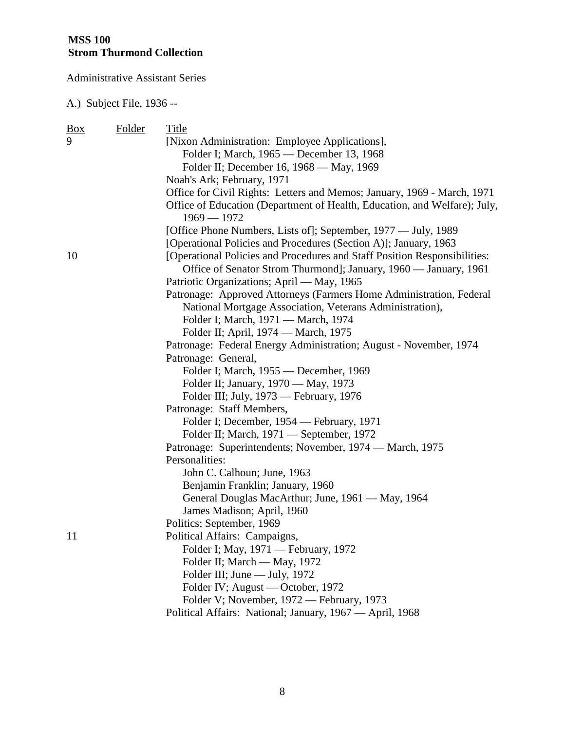**MSS 100**
**Strom Thurmond Collection**

Administrative Assistant Series

A.) Subject File, 1936 --

| Box | Folder | Title |
|---|---|---|
| 9 | | [Nixon Administration: Employee Applications], |
| | | Folder I; March, 1965 — December 13, 1968 |
| | | Folder II; December 16, 1968 — May, 1969 |
| | | Noah's Ark; February, 1971 |
| | | Office for Civil Rights: Letters and Memos; January, 1969 - March, 1971 |
| | | Office of Education (Department of Health, Education, and Welfare); July, 1969 — 1972 |
| | | [Office Phone Numbers, Lists of]; September, 1977 — July, 1989 |
| | | [Operational Policies and Procedures (Section A)]; January, 1963 |
| 10 | | [Operational Policies and Procedures and Staff Position Responsibilities: Office of Senator Strom Thurmond]; January, 1960 — January, 1961 |
| | | Patriotic Organizations; April — May, 1965 |
| | | Patronage: Approved Attorneys (Farmers Home Administration, Federal National Mortgage Association, Veterans Administration), |
| | | Folder I; March, 1971 — March, 1974 |
| | | Folder II; April, 1974 — March, 1975 |
| | | Patronage: Federal Energy Administration; August - November, 1974 |
| | | Patronage: General, |
| | | Folder I; March, 1955 — December, 1969 |
| | | Folder II; January, 1970 — May, 1973 |
| | | Folder III; July, 1973 — February, 1976 |
| | | Patronage: Staff Members, |
| | | Folder I; December, 1954 — February, 1971 |
| | | Folder II; March, 1971 — September, 1972 |
| | | Patronage: Superintendents; November, 1974 — March, 1975 |
| | | Personalities: |
| | | John C. Calhoun; June, 1963 |
| | | Benjamin Franklin; January, 1960 |
| | | General Douglas MacArthur; June, 1961 — May, 1964 |
| | | James Madison; April, 1960 |
| | | Politics; September, 1969 |
| 11 | | Political Affairs: Campaigns, |
| | | Folder I; May, 1971 — February, 1972 |
| | | Folder II; March — May, 1972 |
| | | Folder III; June — July, 1972 |
| | | Folder IV; August — October, 1972 |
| | | Folder V; November, 1972 — February, 1973 |
| | | Political Affairs: National; January, 1967 — April, 1968 |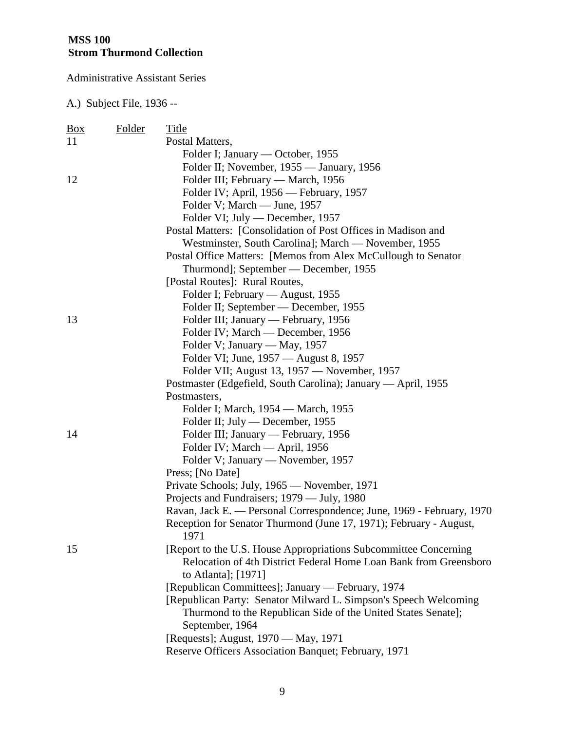**MSS 100**
**Strom Thurmond Collection**

Administrative Assistant Series

A.) Subject File, 1936 --

| Box | Folder | Title |
| --- | --- | --- |
| 11 | | Postal Matters, |
| | | Folder I; January — October, 1955 |
| | | Folder II; November, 1955 — January, 1956 |
| 12 | | Folder III; February — March, 1956 |
| | | Folder IV; April, 1956 — February, 1957 |
| | | Folder V; March — June, 1957 |
| | | Folder VI; July — December, 1957 |
| | | Postal Matters: [Consolidation of Post Offices in Madison and Westminster, South Carolina]; March — November, 1955 |
| | | Postal Office Matters: [Memos from Alex McCullough to Senator Thurmond]; September — December, 1955 |
| | | [Postal Routes]: Rural Routes, |
| | | Folder I; February — August, 1955 |
| | | Folder II; September — December, 1955 |
| 13 | | Folder III; January — February, 1956 |
| | | Folder IV; March — December, 1956 |
| | | Folder V; January — May, 1957 |
| | | Folder VI; June, 1957 — August 8, 1957 |
| | | Folder VII; August 13, 1957 — November, 1957 |
| | | Postmaster (Edgefield, South Carolina); January — April, 1955 |
| | | Postmasters, |
| | | Folder I; March, 1954 — March, 1955 |
| | | Folder II; July — December, 1955 |
| 14 | | Folder III; January — February, 1956 |
| | | Folder IV; March — April, 1956 |
| | | Folder V; January — November, 1957 |
| | | Press; [No Date] |
| | | Private Schools; July, 1965 — November, 1971 |
| | | Projects and Fundraisers; 1979 — July, 1980 |
| | | Ravan, Jack E. — Personal Correspondence; June, 1969 - February, 1970 |
| | | Reception for Senator Thurmond (June 17, 1971); February - August, 1971 |
| 15 | | [Report to the U.S. House Appropriations Subcommittee Concerning Relocation of 4th District Federal Home Loan Bank from Greensboro to Atlanta]; [1971] |
| | | [Republican Committees]; January — February, 1974 |
| | | [Republican Party: Senator Milward L. Simpson's Speech Welcoming Thurmond to the Republican Side of the United States Senate]; September, 1964 |
| | | [Requests]; August, 1970 — May, 1971 |
| | | Reserve Officers Association Banquet; February, 1971 |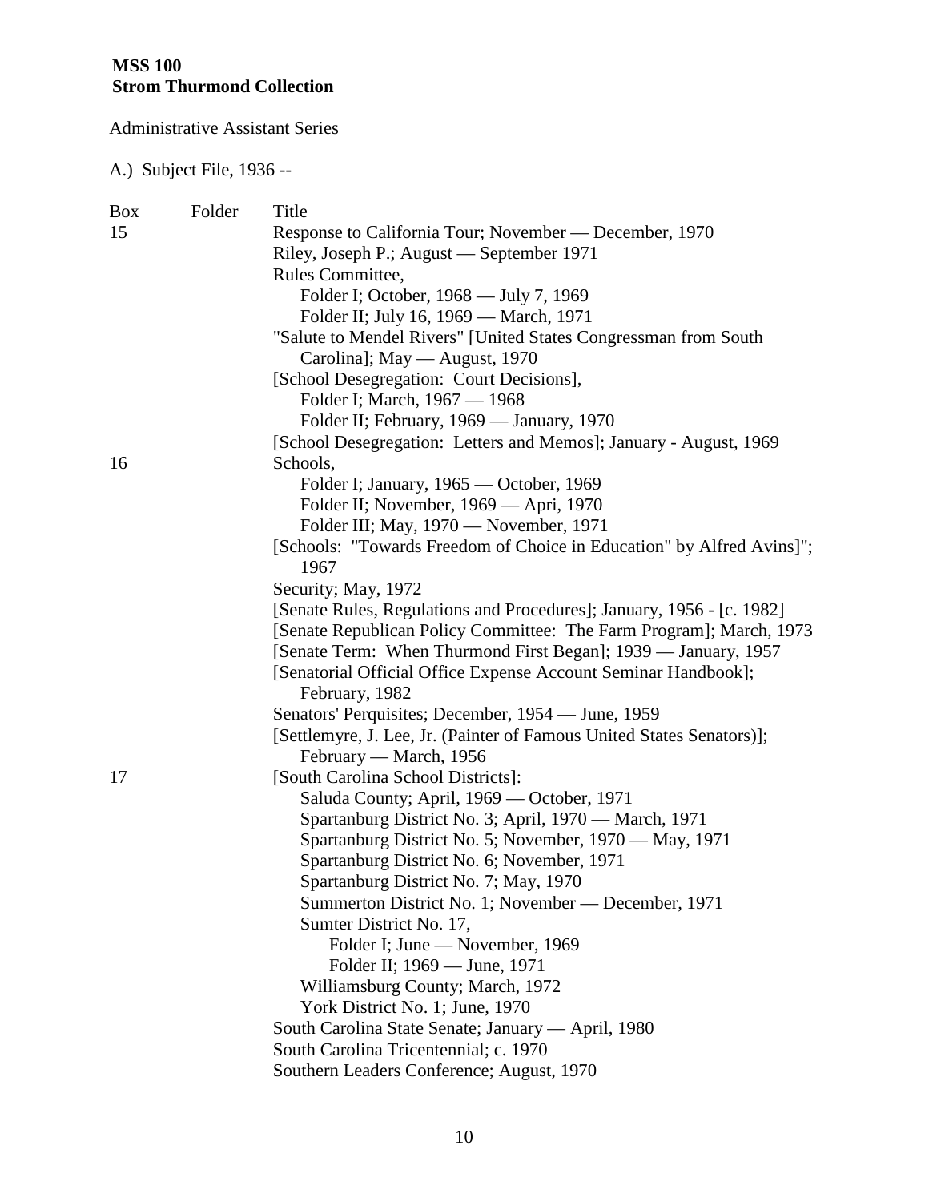**MSS 100**
**Strom Thurmond Collection**

Administrative Assistant Series

A.) Subject File, 1936 --

| Box | Folder | Title |
|---|---|---|
| 15 | | Response to California Tour; November — December, 1970 |
| | | Riley, Joseph P.; August — September 1971 |
| | | Rules Committee, |
| | | Folder I; October, 1968 — July 7, 1969 |
| | | Folder II; July 16, 1969 — March, 1971 |
| | | "Salute to Mendel Rivers" [United States Congressman from South Carolina]; May — August, 1970 |
| | | [School Desegregation: Court Decisions], |
| | | Folder I; March, 1967 — 1968 |
| | | Folder II; February, 1969 — January, 1970 |
| | | [School Desegregation: Letters and Memos]; January - August, 1969 |
| 16 | | Schools, |
| | | Folder I; January, 1965 — October, 1969 |
| | | Folder II; November, 1969 — Apri, 1970 |
| | | Folder III; May, 1970 — November, 1971 |
| | | [Schools: "Towards Freedom of Choice in Education" by Alfred Avins]"; 1967 |
| | | Security; May, 1972 |
| | | [Senate Rules, Regulations and Procedures]; January, 1956 - [c. 1982] |
| | | [Senate Republican Policy Committee: The Farm Program]; March, 1973 |
| | | [Senate Term: When Thurmond First Began]; 1939 — January, 1957 |
| | | [Senatorial Official Office Expense Account Seminar Handbook]; February, 1982 |
| | | Senators' Perquisites; December, 1954 — June, 1959 |
| | | [Settlemyre, J. Lee, Jr. (Painter of Famous United States Senators)]; February — March, 1956 |
| 17 | | [South Carolina School Districts]: |
| | | Saluda County; April, 1969 — October, 1971 |
| | | Spartanburg District No. 3; April, 1970 — March, 1971 |
| | | Spartanburg District No. 5; November, 1970 — May, 1971 |
| | | Spartanburg District No. 6; November, 1971 |
| | | Spartanburg District No. 7; May, 1970 |
| | | Summerton District No. 1; November — December, 1971 |
| | | Sumter District No. 17, |
| | | Folder I; June — November, 1969 |
| | | Folder II; 1969 — June, 1971 |
| | | Williamsburg County; March, 1972 |
| | | York District No. 1; June, 1970 |
| | | South Carolina State Senate; January — April, 1980 |
| | | South Carolina Tricentennial; c. 1970 |
| | | Southern Leaders Conference; August, 1970 |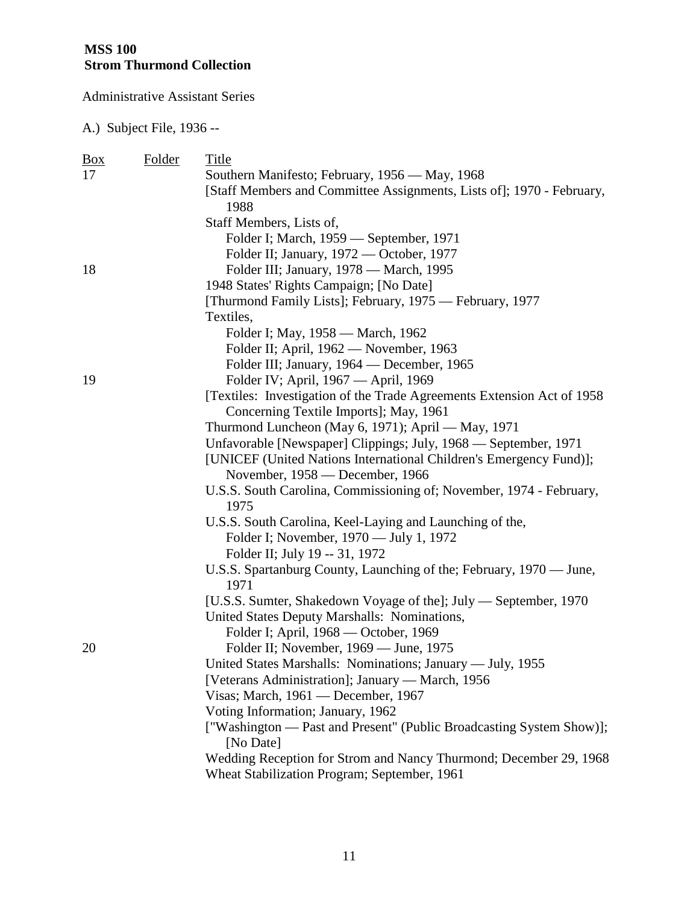**MSS 100**
**Strom Thurmond Collection**

Administrative Assistant Series

A.) Subject File, 1936 --

| Box | Folder | Title |
|---|---|---|
| 17 | | Southern Manifesto; February, 1956 — May, 1968 |
| | | [Staff Members and Committee Assignments, Lists of]; 1970 - February, 1988 |
| | | Staff Members, Lists of, |
| | | Folder I; March, 1959 — September, 1971 |
| | | Folder II; January, 1972 — October, 1977 |
| 18 | | Folder III; January, 1978 — March, 1995 |
| | | 1948 States' Rights Campaign; [No Date] |
| | | [Thurmond Family Lists]; February, 1975 — February, 1977 |
| | | Textiles, |
| | | Folder I; May, 1958 — March, 1962 |
| | | Folder II; April, 1962 — November, 1963 |
| | | Folder III; January, 1964 — December, 1965 |
| 19 | | Folder IV; April, 1967 — April, 1969 |
| | | [Textiles: Investigation of the Trade Agreements Extension Act of 1958 Concerning Textile Imports]; May, 1961 |
| | | Thurmond Luncheon (May 6, 1971); April — May, 1971 |
| | | Unfavorable [Newspaper] Clippings; July, 1968 — September, 1971 |
| | | [UNICEF (United Nations International Children's Emergency Fund)]; November, 1958 — December, 1966 |
| | | U.S.S. South Carolina, Commissioning of; November, 1974 - February, 1975 |
| | | U.S.S. South Carolina, Keel-Laying and Launching of the, |
| | | Folder I; November, 1970 — July 1, 1972 |
| | | Folder II; July 19 -- 31, 1972 |
| | | U.S.S. Spartanburg County, Launching of the; February, 1970 — June, 1971 |
| | | [U.S.S. Sumter, Shakedown Voyage of the]; July — September, 1970 |
| | | United States Deputy Marshalls: Nominations, |
| | | Folder I; April, 1968 — October, 1969 |
| 20 | | Folder II; November, 1969 — June, 1975 |
| | | United States Marshalls: Nominations; January — July, 1955 |
| | | [Veterans Administration]; January — March, 1956 |
| | | Visas; March, 1961 — December, 1967 |
| | | Voting Information; January, 1962 |
| | | ["Washington — Past and Present" (Public Broadcasting System Show)]; [No Date] |
| | | Wedding Reception for Strom and Nancy Thurmond; December 29, 1968 |
| | | Wheat Stabilization Program; September, 1961 |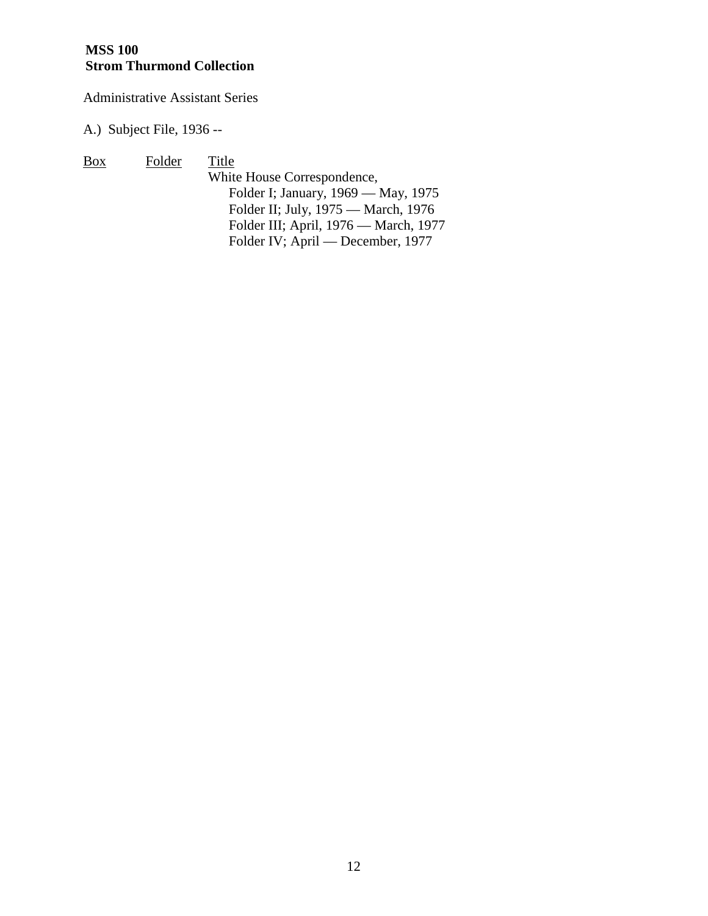**MSS 100**
**Strom Thurmond Collection**

Administrative Assistant Series

A.) Subject File, 1936 --

| Box | Folder | Title |
|---|---|---|
| | | White House Correspondence,<br>Folder I; January, 1969 — May, 1975<br>Folder II; July, 1975 — March, 1976<br>Folder III; April, 1976 — March, 1977<br>Folder IV; April — December, 1977 |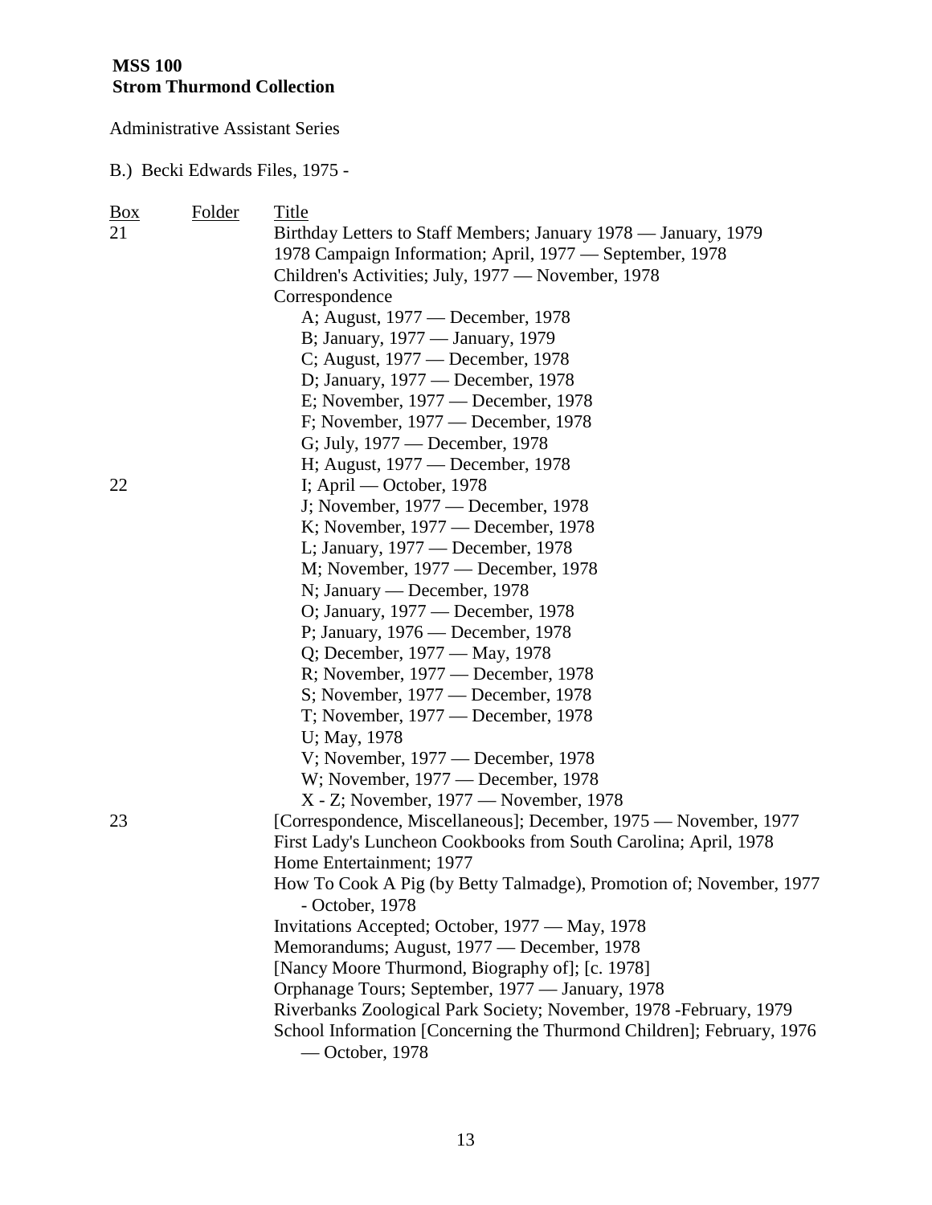**MSS 100**
**Strom Thurmond Collection**

Administrative Assistant Series

B.) Becki Edwards Files, 1975 -

| Box | Folder | Title |
|---|---|---|
| 21 | | Birthday Letters to Staff Members; January 1978 — January, 1979 |
| | | 1978 Campaign Information; April, 1977 — September, 1978 |
| | | Children's Activities; July, 1977 — November, 1978 |
| | | Correspondence |
| | | A; August, 1977 — December, 1978 |
| | | B; January, 1977 — January, 1979 |
| | | C; August, 1977 — December, 1978 |
| | | D; January, 1977 — December, 1978 |
| | | E; November, 1977 — December, 1978 |
| | | F; November, 1977 — December, 1978 |
| | | G; July, 1977 — December, 1978 |
| | | H; August, 1977 — December, 1978 |
| 22 | | I; April — October, 1978 |
| | | J; November, 1977 — December, 1978 |
| | | K; November, 1977 — December, 1978 |
| | | L; January, 1977 — December, 1978 |
| | | M; November, 1977 — December, 1978 |
| | | N; January — December, 1978 |
| | | O; January, 1977 — December, 1978 |
| | | P; January, 1976 — December, 1978 |
| | | Q; December, 1977 — May, 1978 |
| | | R; November, 1977 — December, 1978 |
| | | S; November, 1977 — December, 1978 |
| | | T; November, 1977 — December, 1978 |
| | | U; May, 1978 |
| | | V; November, 1977 — December, 1978 |
| | | W; November, 1977 — December, 1978 |
| | | X - Z; November, 1977 — November, 1978 |
| 23 | | [Correspondence, Miscellaneous]; December, 1975 — November, 1977 |
| | | First Lady's Luncheon Cookbooks from South Carolina; April, 1978 |
| | | Home Entertainment; 1977 |
| | | How To Cook A Pig (by Betty Talmadge), Promotion of; November, 1977 - October, 1978 |
| | | Invitations Accepted; October, 1977 — May, 1978 |
| | | Memorandums; August, 1977 — December, 1978 |
| | | [Nancy Moore Thurmond, Biography of]; [c. 1978] |
| | | Orphanage Tours; September, 1977 — January, 1978 |
| | | Riverbanks Zoological Park Society; November, 1978 -February, 1979 |
| | | School Information [Concerning the Thurmond Children]; February, 1976 — October, 1978 |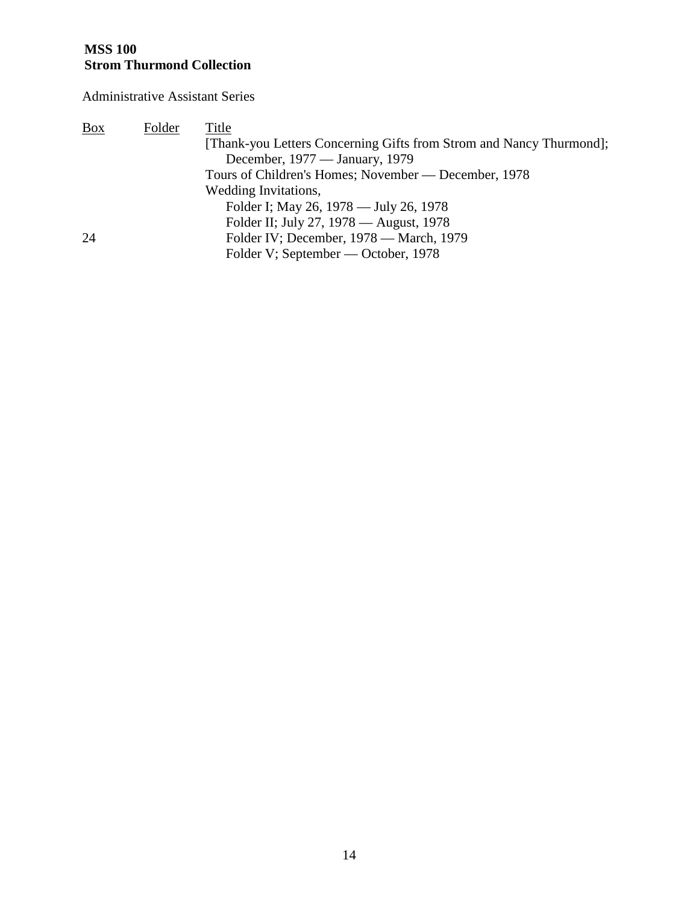**MSS 100**
**Strom Thurmond Collection**

Administrative Assistant Series

| Box | Folder | Title |
|---|---|---|
| | | [Thank-you Letters Concerning Gifts from Strom and Nancy Thurmond]; December, 1977 — January, 1979 |
| | | Tours of Children's Homes; November — December, 1978 |
| | | Wedding Invitations, |
| | | Folder I; May 26, 1978 — July 26, 1978 |
| | | Folder II; July 27, 1978 — August, 1978 |
| 24 | | Folder IV; December, 1978 — March, 1979 |
| | | Folder V; September — October, 1978 |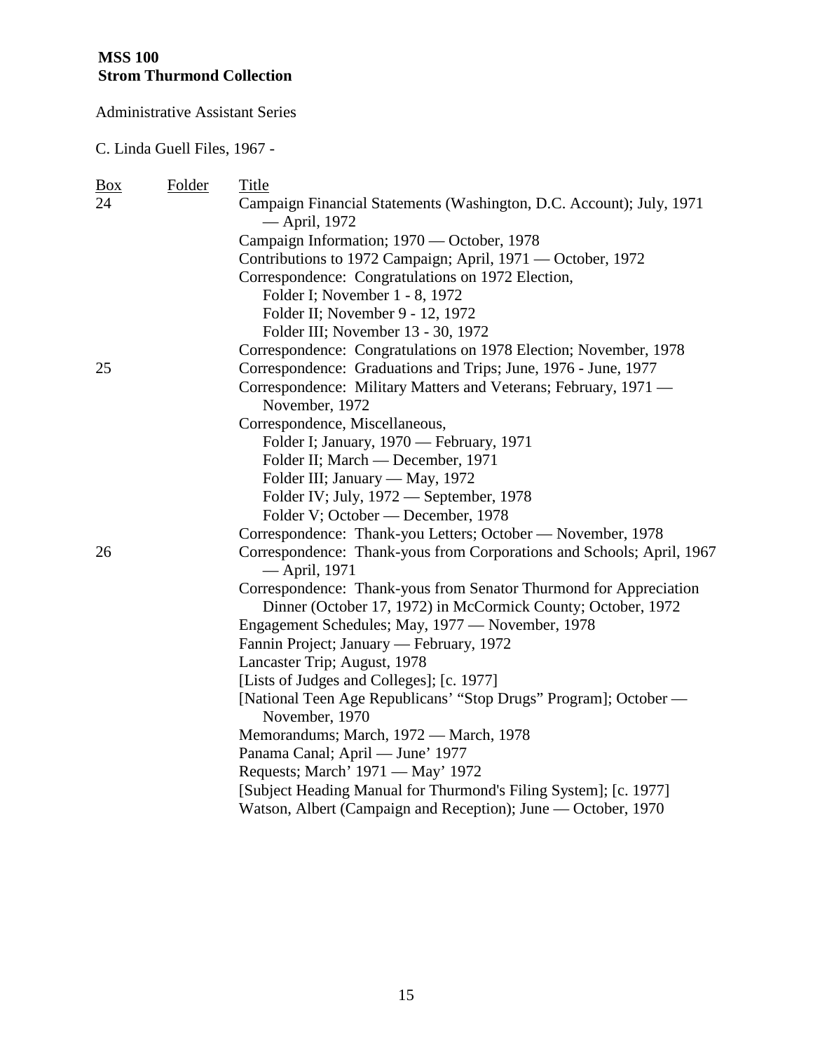**MSS 100**
**Strom Thurmond Collection**

Administrative Assistant Series

C. Linda Guell Files, 1967 -

| Box | Folder | Title |
|---|---|---|
| 24 | | Campaign Financial Statements (Washington, D.C. Account); July, 1971 — April, 1972 |
| | | Campaign Information; 1970 — October, 1978 |
| | | Contributions to 1972 Campaign; April, 1971 — October, 1972 |
| | | Correspondence: Congratulations on 1972 Election, |
| | | Folder I; November 1 - 8, 1972 |
| | | Folder II; November 9 - 12, 1972 |
| | | Folder III; November 13 - 30, 1972 |
| | | Correspondence: Congratulations on 1978 Election; November, 1978 |
| 25 | | Correspondence: Graduations and Trips; June, 1976 - June, 1977 |
| | | Correspondence: Military Matters and Veterans; February, 1971 — November, 1972 |
| | | Correspondence, Miscellaneous, |
| | | Folder I; January, 1970 — February, 1971 |
| | | Folder II; March — December, 1971 |
| | | Folder III; January — May, 1972 |
| | | Folder IV; July, 1972 — September, 1978 |
| | | Folder V; October — December, 1978 |
| | | Correspondence: Thank-you Letters; October — November, 1978 |
| 26 | | Correspondence: Thank-yous from Corporations and Schools; April, 1967 — April, 1971 |
| | | Correspondence: Thank-yous from Senator Thurmond for Appreciation Dinner (October 17, 1972) in McCormick County; October, 1972 |
| | | Engagement Schedules; May, 1977 — November, 1978 |
| | | Fannin Project; January — February, 1972 |
| | | Lancaster Trip; August, 1978 |
| | | [Lists of Judges and Colleges]; [c. 1977] |
| | | [National Teen Age Republicans' "Stop Drugs" Program]; October — November, 1970 |
| | | Memorandums; March, 1972 — March, 1978 |
| | | Panama Canal; April — June' 1977 |
| | | Requests; March' 1971 — May' 1972 |
| | | [Subject Heading Manual for Thurmond's Filing System]; [c. 1977] |
| | | Watson, Albert (Campaign and Reception); June — October, 1970 |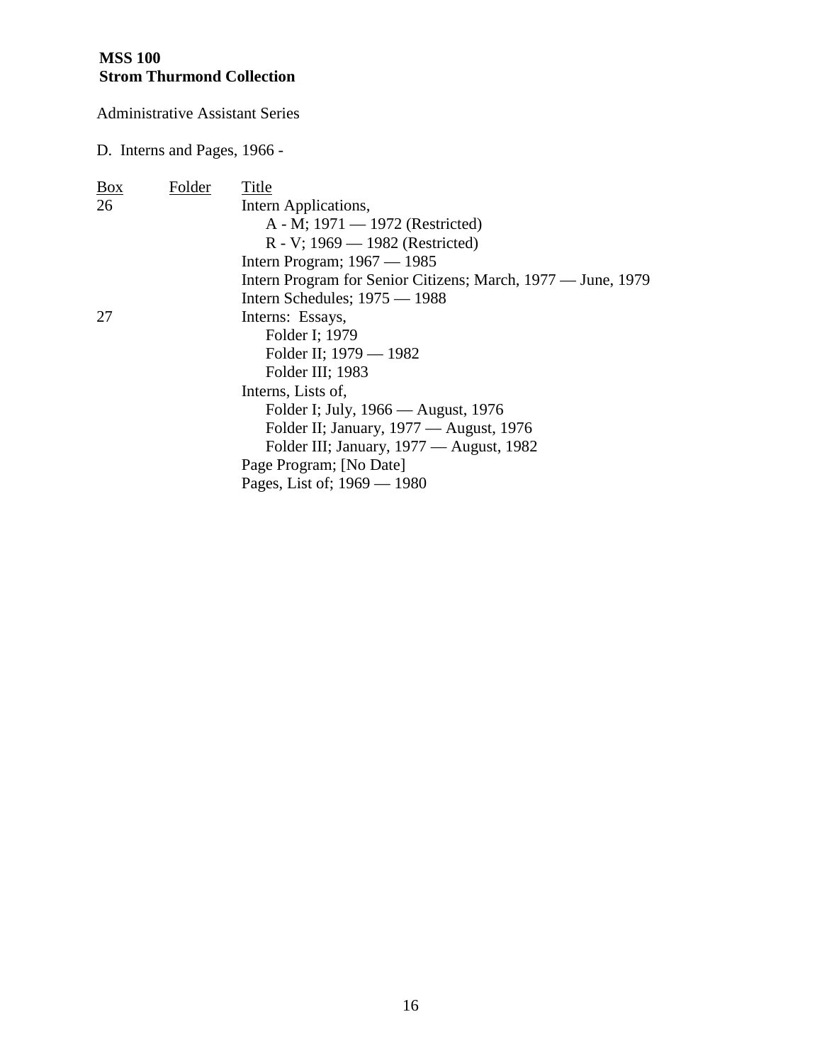**MSS 100**
**Strom Thurmond Collection**

Administrative Assistant Series

D. Interns and Pages, 1966 -

| Box | Folder | Title |
|---|---|---|
| 26 | | Intern Applications, |
| | | A - M; 1971 — 1972 (Restricted) |
| | | R - V; 1969 — 1982 (Restricted) |
| | | Intern Program; 1967 — 1985 |
| | | Intern Program for Senior Citizens; March, 1977 — June, 1979 |
| | | Intern Schedules; 1975 — 1988 |
| 27 | | Interns: Essays, |
| | | Folder I; 1979 |
| | | Folder II; 1979 — 1982 |
| | | Folder III; 1983 |
| | | Interns, Lists of, |
| | | Folder I; July, 1966 — August, 1976 |
| | | Folder II; January, 1977 — August, 1976 |
| | | Folder III; January, 1977 — August, 1982 |
| | | Page Program; [No Date] |
| | | Pages, List of; 1969 — 1980 |